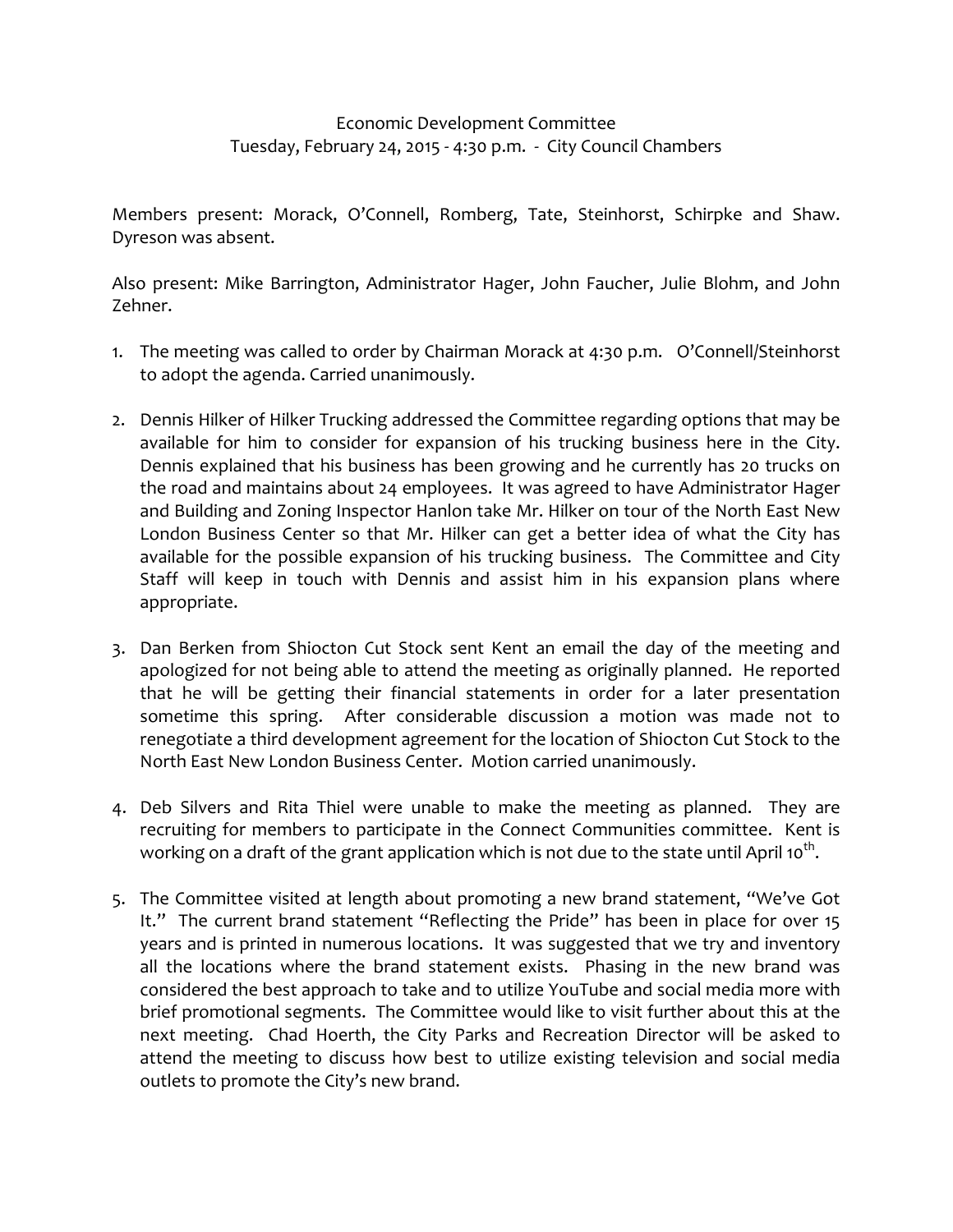# Economic Development Committee
## Tuesday, February 24, 2015 - 4:30 p.m. - City Council Chambers

Members present: Morack, O'Connell, Romberg, Tate, Steinhorst, Schirpke and Shaw. Dyreson was absent.

Also present: Mike Barrington, Administrator Hager, John Faucher, Julie Blohm, and John Zehner.

1. The meeting was called to order by Chairman Morack at 4:30 p.m. O'Connell/Steinhorst to adopt the agenda. Carried unanimously.

2. Dennis Hilker of Hilker Trucking addressed the Committee regarding options that may be available for him to consider for expansion of his trucking business here in the City. Dennis explained that his business has been growing and he currently has 20 trucks on the road and maintains about 24 employees. It was agreed to have Administrator Hager and Building and Zoning Inspector Hanlon take Mr. Hilker on tour of the North East New London Business Center so that Mr. Hilker can get a better idea of what the City has available for the possible expansion of his trucking business. The Committee and City Staff will keep in touch with Dennis and assist him in his expansion plans where appropriate.

3. Dan Berken from Shiocton Cut Stock sent Kent an email the day of the meeting and apologized for not being able to attend the meeting as originally planned. He reported that he will be getting their financial statements in order for a later presentation sometime this spring. After considerable discussion a motion was made not to renegotiate a third development agreement for the location of Shiocton Cut Stock to the North East New London Business Center. Motion carried unanimously.

4. Deb Silvers and Rita Thiel were unable to make the meeting as planned. They are recruiting for members to participate in the Connect Communities committee. Kent is working on a draft of the grant application which is not due to the state until April 10th.

5. The Committee visited at length about promoting a new brand statement, "We've Got It." The current brand statement "Reflecting the Pride" has been in place for over 15 years and is printed in numerous locations. It was suggested that we try and inventory all the locations where the brand statement exists. Phasing in the new brand was considered the best approach to take and to utilize YouTube and social media more with brief promotional segments. The Committee would like to visit further about this at the next meeting. Chad Hoerth, the City Parks and Recreation Director will be asked to attend the meeting to discuss how best to utilize existing television and social media outlets to promote the City's new brand.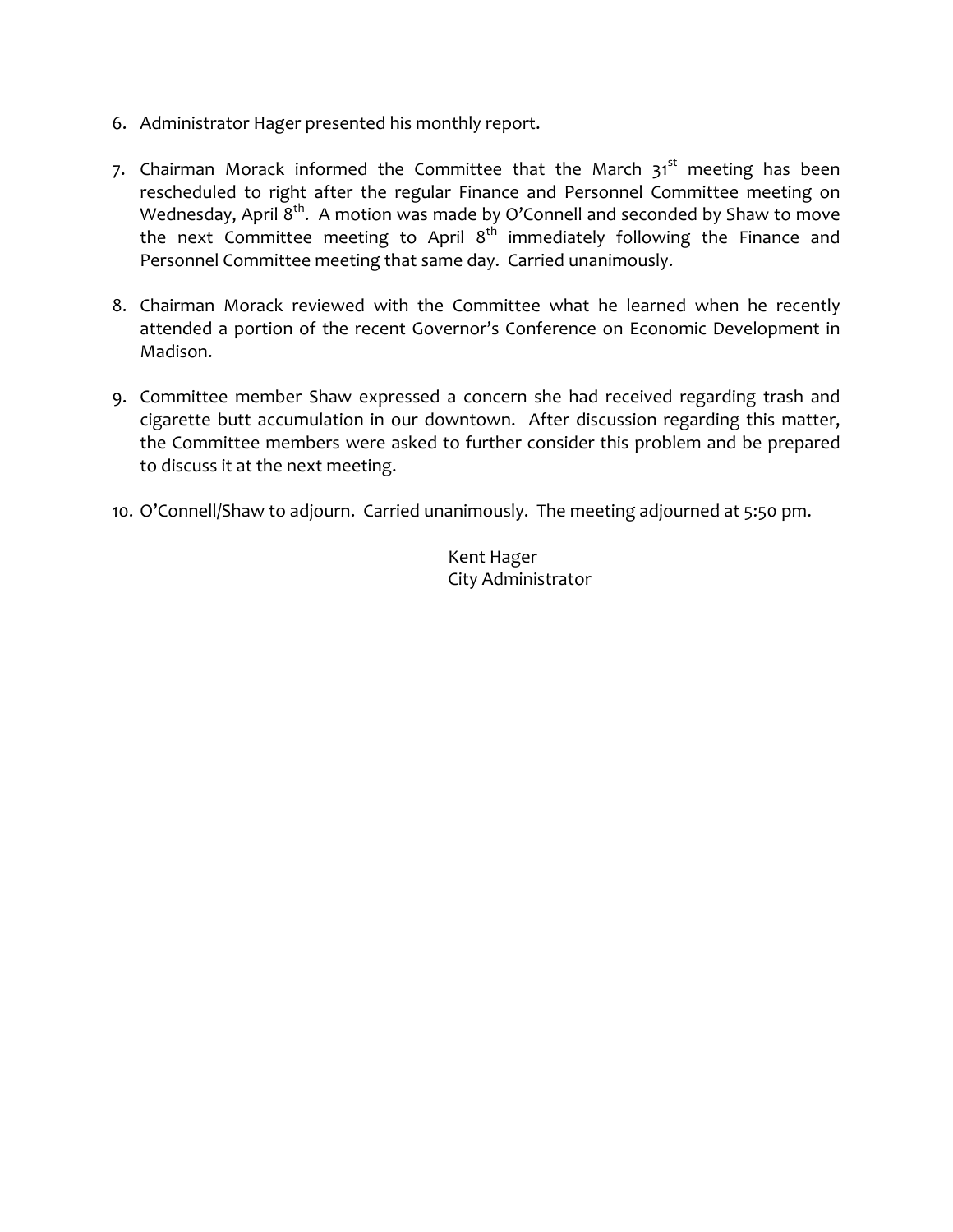6. Administrator Hager presented his monthly report.

7. Chairman Morack informed the Committee that the March 31st meeting has been rescheduled to right after the regular Finance and Personnel Committee meeting on Wednesday, April 8th. A motion was made by O'Connell and seconded by Shaw to move the next Committee meeting to April 8th immediately following the Finance and Personnel Committee meeting that same day. Carried unanimously.

8. Chairman Morack reviewed with the Committee what he learned when he recently attended a portion of the recent Governor's Conference on Economic Development in Madison.

9. Committee member Shaw expressed a concern she had received regarding trash and cigarette butt accumulation in our downtown. After discussion regarding this matter, the Committee members were asked to further consider this problem and be prepared to discuss it at the next meeting.

10. O'Connell/Shaw to adjourn. Carried unanimously. The meeting adjourned at 5:50 pm.

Kent Hager
City Administrator